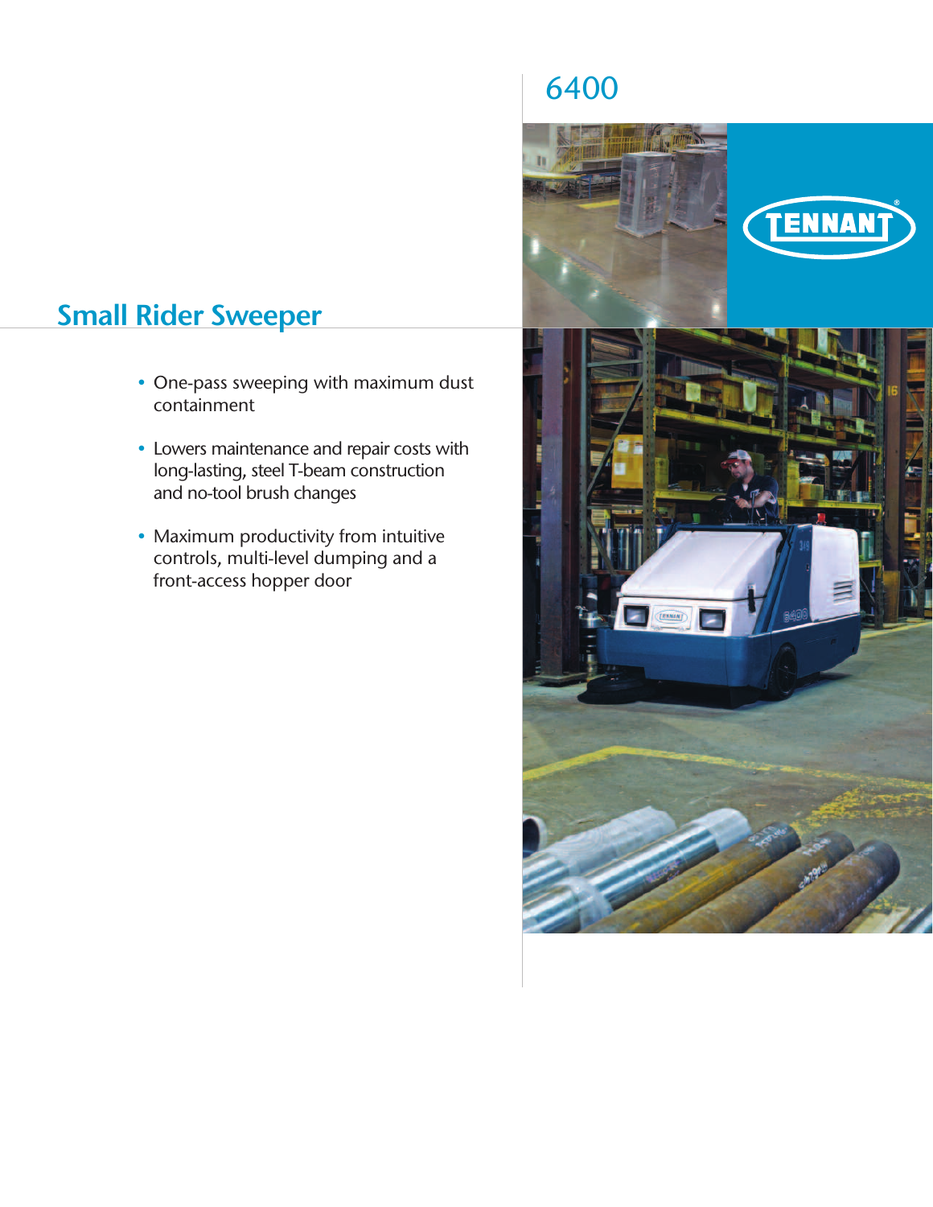# 6400

TENNANT

## Small Rider Sweeper

- One-pass sweeping with maximum dust containment
- Lowers maintenance and repair costs with long-lasting, steel T-beam construction and no-tool brush changes
- Maximum productivity from intuitive controls, multi-level dumping and a front-access hopper door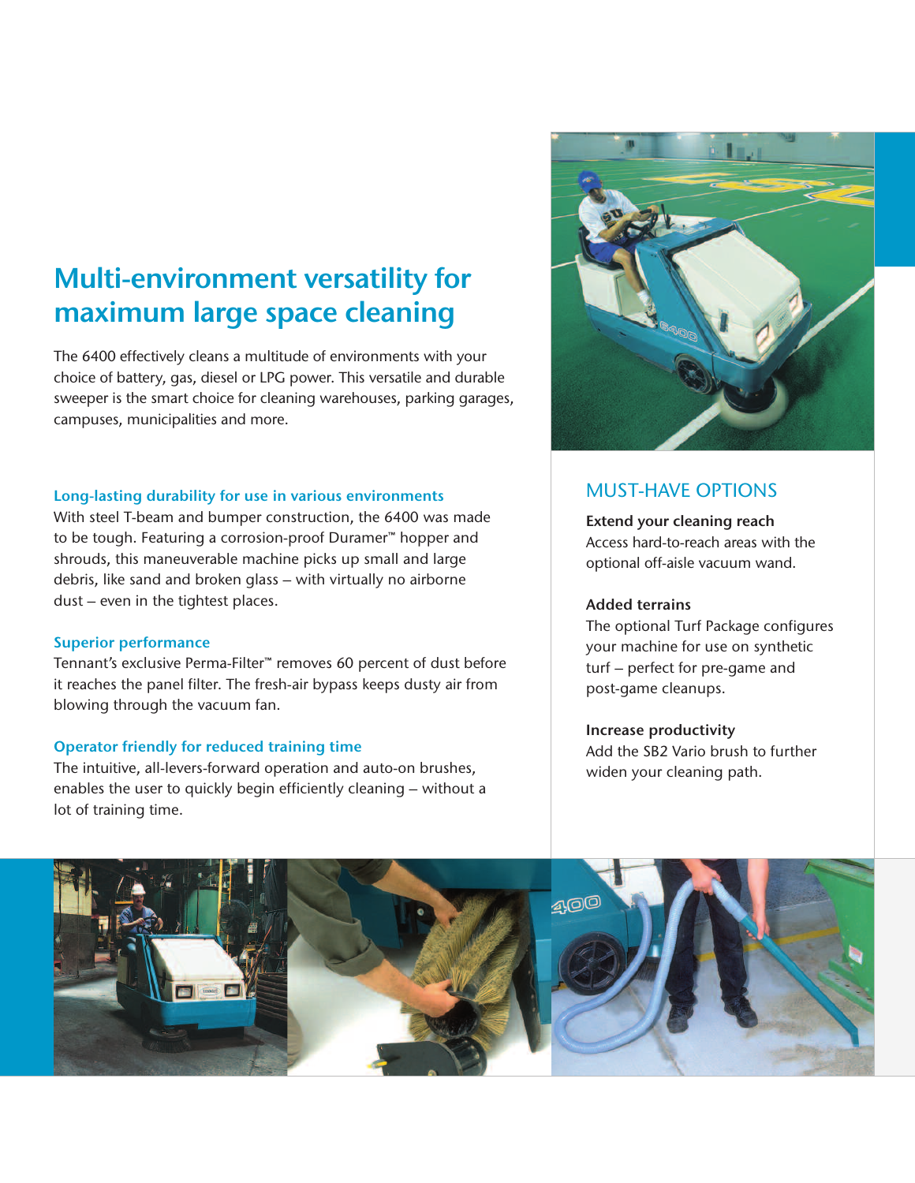# Multi-environment versatility for maximum large space cleaning

The 6400 effectively cleans a multitude of environments with your choice of battery, gas, diesel or LPG power. This versatile and durable sweeper is the smart choice for cleaning warehouses, parking garages, campuses, municipalities and more.

### Long-lasting durability for use in various environments

With steel T-beam and bumper construction, the 6400 was made to be tough. Featuring a corrosion-proof Duramer™ hopper and shrouds, this maneuverable machine picks up small and large debris, like sand and broken glass – with virtually no airborne dust – even in the tightest places.

### Superior performance

Tennant's exclusive Perma-Filter™ removes 60 percent of dust before it reaches the panel filter. The fresh-air bypass keeps dusty air from blowing through the vacuum fan.

### Operator friendly for reduced training time

The intuitive, all-levers-forward operation and auto-on brushes, enables the user to quickly begin efficiently cleaning – without a lot of training time.

## MUST-HAVE OPTIONS

**Extend your cleaning reach**
Access hard-to-reach areas with the optional off-aisle vacuum wand.

**Added terrains**
The optional Turf Package configures your machine for use on synthetic turf – perfect for pre-game and post-game cleanups.

**Increase productivity**
Add the SB2 Vario brush to further widen your cleaning path.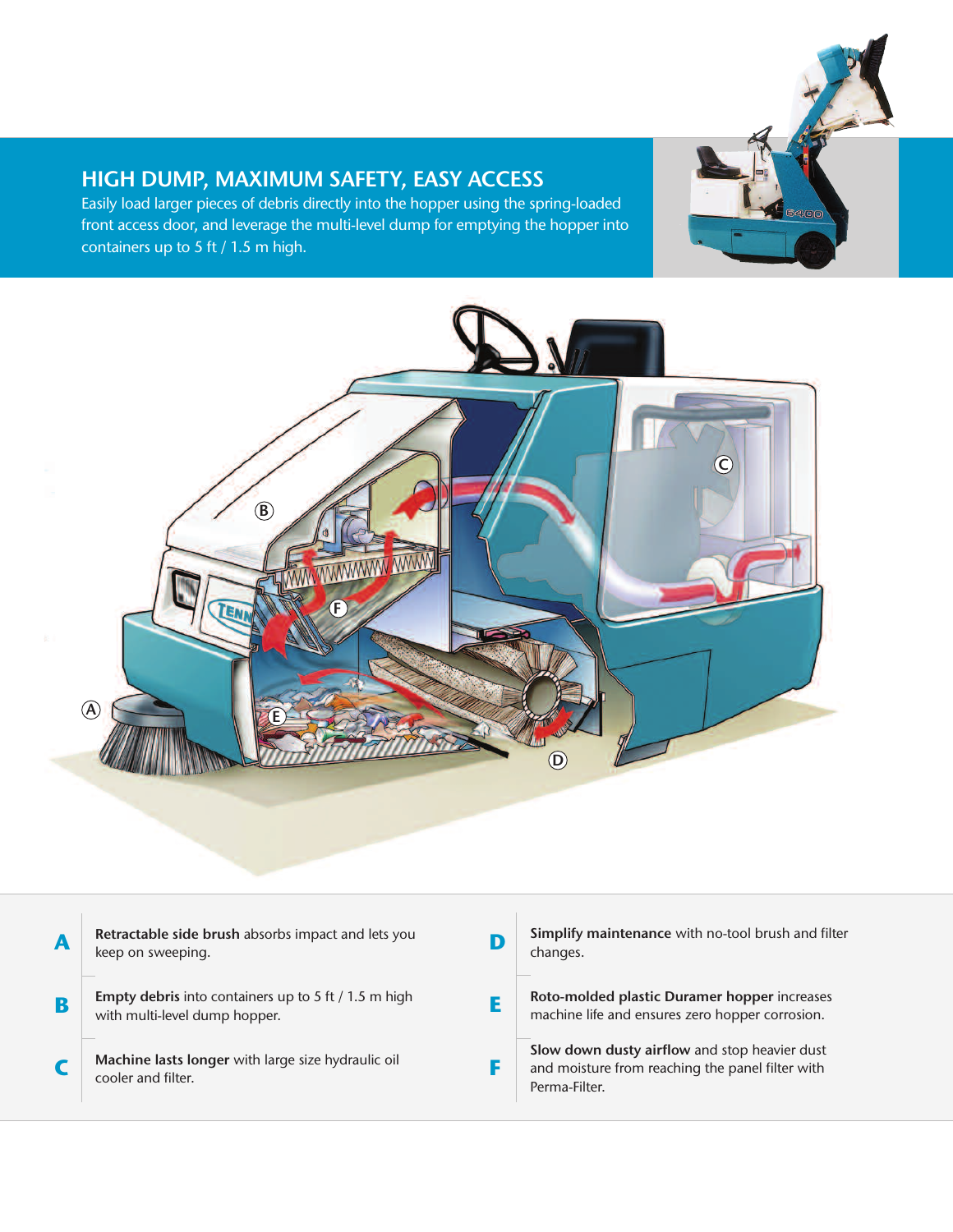## HIGH DUMP, MAXIMUM SAFETY, EASY ACCESS

Easily load larger pieces of debris directly into the hopper using the spring-loaded front access door, and leverage the multi-level dump for emptying the hopper into containers up to 5 ft / 1.5 m high.

**A** — **Retractable side brush** absorbs impact and lets you keep on sweeping.

**B** — **Empty debris** into containers up to 5 ft / 1.5 m high with multi-level dump hopper.

**C** — **Machine lasts longer** with large size hydraulic oil cooler and filter.

**D** — **Simplify maintenance** with no-tool brush and filter changes.

**E** — **Roto-molded plastic Duramer hopper** increases machine life and ensures zero hopper corrosion.

**F** — **Slow down dusty airflow** and stop heavier dust and moisture from reaching the panel filter with Perma-Filter.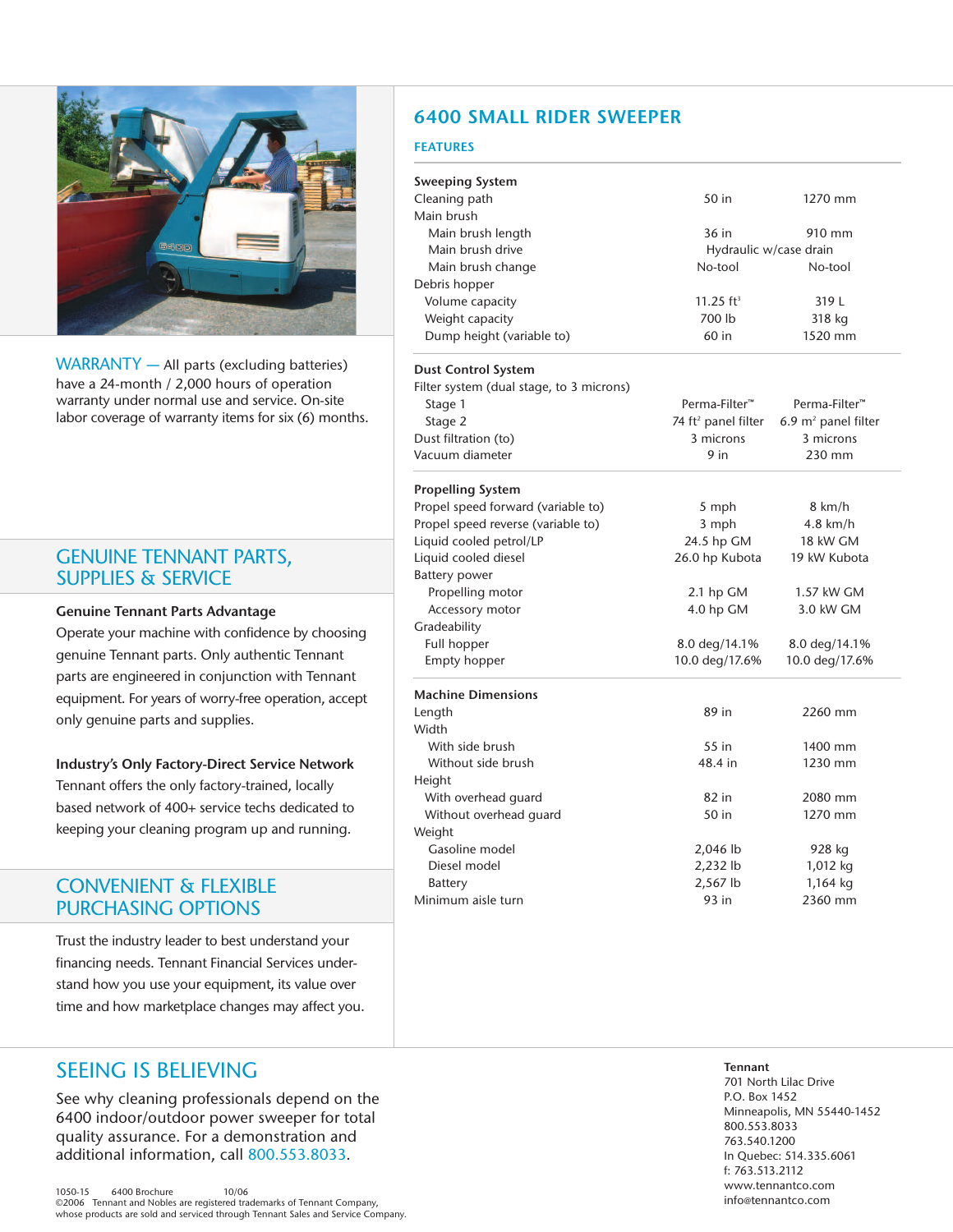WARRANTY — All parts (excluding batteries) have a 24-month / 2,000 hours of operation warranty under normal use and service. On-site labor coverage of warranty items for six (6) months.

## GENUINE TENNANT PARTS, SUPPLIES & SERVICE

**Genuine Tennant Parts Advantage**

Operate your machine with confidence by choosing genuine Tennant parts. Only authentic Tennant parts are engineered in conjunction with Tennant equipment. For years of worry-free operation, accept only genuine parts and supplies.

**Industry's Only Factory-Direct Service Network**

Tennant offers the only factory-trained, locally based network of 400+ service techs dedicated to keeping your cleaning program up and running.

## CONVENIENT & FLEXIBLE PURCHASING OPTIONS

Trust the industry leader to best understand your financing needs. Tennant Financial Services understand how you use your equipment, its value over time and how marketplace changes may affect you.

# 6400 SMALL RIDER SWEEPER

## FEATURES

| | | |
|---|---|---|
| **Sweeping System** | | |
| Cleaning path | 50 in | 1270 mm |
| Main brush | | |
| Main brush length | 36 in | 910 mm |
| Main brush drive | Hydraulic w/case drain | |
| Main brush change | No-tool | No-tool |
| Debris hopper | | |
| Volume capacity | 11.25 ft³ | 319 L |
| Weight capacity | 700 lb | 318 kg |
| Dump height (variable to) | 60 in | 1520 mm |
| **Dust Control System** | | |
| Filter system (dual stage, to 3 microns) | | |
| Stage 1 | Perma-Filter™ | Perma-Filter™ |
| Stage 2 | 74 ft² panel filter | 6.9 m² panel filter |
| Dust filtration (to) | 3 microns | 3 microns |
| Vacuum diameter | 9 in | 230 mm |
| **Propelling System** | | |
| Propel speed forward (variable to) | 5 mph | 8 km/h |
| Propel speed reverse (variable to) | 3 mph | 4.8 km/h |
| Liquid cooled petrol/LP | 24.5 hp GM | 18 kW GM |
| Liquid cooled diesel | 26.0 hp Kubota | 19 kW Kubota |
| Battery power | | |
| Propelling motor | 2.1 hp GM | 1.57 kW GM |
| Accessory motor | 4.0 hp GM | 3.0 kW GM |
| Gradeability | | |
| Full hopper | 8.0 deg/14.1% | 8.0 deg/14.1% |
| Empty hopper | 10.0 deg/17.6% | 10.0 deg/17.6% |
| **Machine Dimensions** | | |
| Length | 89 in | 2260 mm |
| Width | | |
| With side brush | 55 in | 1400 mm |
| Without side brush | 48.4 in | 1230 mm |
| Height | | |
| With overhead guard | 82 in | 2080 mm |
| Without overhead guard | 50 in | 1270 mm |
| Weight | | |
| Gasoline model | 2,046 lb | 928 kg |
| Diesel model | 2,232 lb | 1,012 kg |
| Battery | 2,567 lb | 1,164 kg |
| Minimum aisle turn | 93 in | 2360 mm |

## SEEING IS BELIEVING

See why cleaning professionals depend on the 6400 indoor/outdoor power sweeper for total quality assurance. For a demonstration and additional information, call 800.553.8033.

**Tennant**
701 North Lilac Drive
P.O. Box 1452
Minneapolis, MN 55440-1452
800.553.8033
763.540.1200
In Quebec: 514.335.6061
f: 763.513.2112
www.tennantco.com
info@tennantco.com

1050-15 6400 Brochure 10/06
©2006 Tennant and Nobles are registered trademarks of Tennant Company, whose products are sold and serviced through Tennant Sales and Service Company.